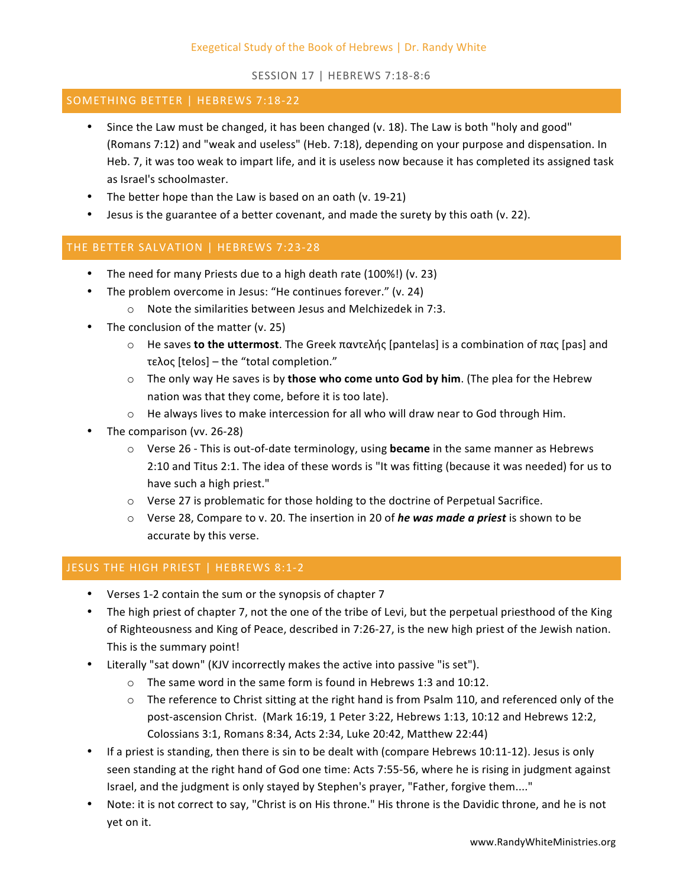Exegetical Study of the Book of Hebrews | Dr. Randy White

SESSION 17 | HEBREWS 7:18-8:6

## SOMETHING BETTER | HEBREWS 7:18-22

- Since the Law must be changed, it has been changed (v. 18). The Law is both "holy and good" (Romans 7:12) and "weak and useless" (Heb. 7:18), depending on your purpose and dispensation. In Heb. 7, it was too weak to impart life, and it is useless now because it has completed its assigned task as Israel's schoolmaster.
- The better hope than the Law is based on an oath (v. 19-21)
- Jesus is the guarantee of a better covenant, and made the surety by this oath (v. 22).

## THE BETTER SALVATION | HEBREWS 7:23-28

- The need for many Priests due to a high death rate (100%!) (v. 23)
- The problem overcome in Jesus: "He continues forever." (v. 24)
    - Note the similarities between Jesus and Melchizedek in 7:3.
- The conclusion of the matter (v. 25)
    - He saves **to the uttermost**. The Greek παντελής [pantelas] is a combination of πας [pas] and τελος [telos] – the "total completion."
    - The only way He saves is by **those who come unto God by him**. (The plea for the Hebrew nation was that they come, before it is too late).
    - He always lives to make intercession for all who will draw near to God through Him.
- The comparison (vv. 26-28)
    - Verse 26 - This is out-of-date terminology, using **became** in the same manner as Hebrews 2:10 and Titus 2:1. The idea of these words is "It was fitting (because it was needed) for us to have such a high priest."
    - Verse 27 is problematic for those holding to the doctrine of Perpetual Sacrifice.
    - Verse 28, Compare to v. 20. The insertion in 20 of ***he was made a priest*** is shown to be accurate by this verse.

## JESUS THE HIGH PRIEST | HEBREWS 8:1-2

- Verses 1-2 contain the sum or the synopsis of chapter 7
- The high priest of chapter 7, not the one of the tribe of Levi, but the perpetual priesthood of the King of Righteousness and King of Peace, described in 7:26-27, is the new high priest of the Jewish nation. This is the summary point!
- Literally "sat down" (KJV incorrectly makes the active into passive "is set").
    - The same word in the same form is found in Hebrews 1:3 and 10:12.
    - The reference to Christ sitting at the right hand is from Psalm 110, and referenced only of the post-ascension Christ. (Mark 16:19, 1 Peter 3:22, Hebrews 1:13, 10:12 and Hebrews 12:2, Colossians 3:1, Romans 8:34, Acts 2:34, Luke 20:42, Matthew 22:44)
- If a priest is standing, then there is sin to be dealt with (compare Hebrews 10:11-12). Jesus is only seen standing at the right hand of God one time: Acts 7:55-56, where he is rising in judgment against Israel, and the judgment is only stayed by Stephen's prayer, "Father, forgive them...."
- Note: it is not correct to say, "Christ is on His throne." His throne is the Davidic throne, and he is not yet on it.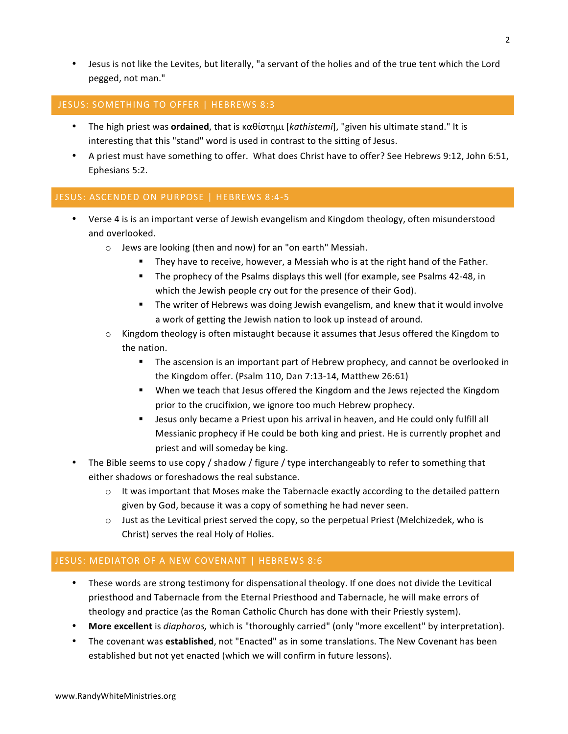- Jesus is not like the Levites, but literally, "a servant of the holies and of the true tent which the Lord pegged, not man."

## JESUS: SOMETHING TO OFFER | HEBREWS 8:3

- The high priest was **ordained**, that is καθίστημι [*kathistemi*], "given his ultimate stand." It is interesting that this "stand" word is used in contrast to the sitting of Jesus.
- A priest must have something to offer. What does Christ have to offer? See Hebrews 9:12, John 6:51, Ephesians 5:2.

## JESUS: ASCENDED ON PURPOSE | HEBREWS 8:4-5

- Verse 4 is is an important verse of Jewish evangelism and Kingdom theology, often misunderstood and overlooked.
    - Jews are looking (then and now) for an "on earth" Messiah.
        - They have to receive, however, a Messiah who is at the right hand of the Father.
        - The prophecy of the Psalms displays this well (for example, see Psalms 42-48, in which the Jewish people cry out for the presence of their God).
        - The writer of Hebrews was doing Jewish evangelism, and knew that it would involve a work of getting the Jewish nation to look up instead of around.
    - Kingdom theology is often mistaught because it assumes that Jesus offered the Kingdom to the nation.
        - The ascension is an important part of Hebrew prophecy, and cannot be overlooked in the Kingdom offer. (Psalm 110, Dan 7:13-14, Matthew 26:61)
        - When we teach that Jesus offered the Kingdom and the Jews rejected the Kingdom prior to the crucifixion, we ignore too much Hebrew prophecy.
        - Jesus only became a Priest upon his arrival in heaven, and He could only fulfill all Messianic prophecy if He could be both king and priest. He is currently prophet and priest and will someday be king.
- The Bible seems to use copy / shadow / figure / type interchangeably to refer to something that either shadows or foreshadows the real substance.
    - It was important that Moses make the Tabernacle exactly according to the detailed pattern given by God, because it was a copy of something he had never seen.
    - Just as the Levitical priest served the copy, so the perpetual Priest (Melchizedek, who is Christ) serves the real Holy of Holies.

## JESUS: MEDIATOR OF A NEW COVENANT | HEBREWS 8:6

- These words are strong testimony for dispensational theology. If one does not divide the Levitical priesthood and Tabernacle from the Eternal Priesthood and Tabernacle, he will make errors of theology and practice (as the Roman Catholic Church has done with their Priestly system).
- **More excellent** is *diaphoros,* which is "thoroughly carried" (only "more excellent" by interpretation).
- The covenant was **established**, not "Enacted" as in some translations. The New Covenant has been established but not yet enacted (which we will confirm in future lessons).